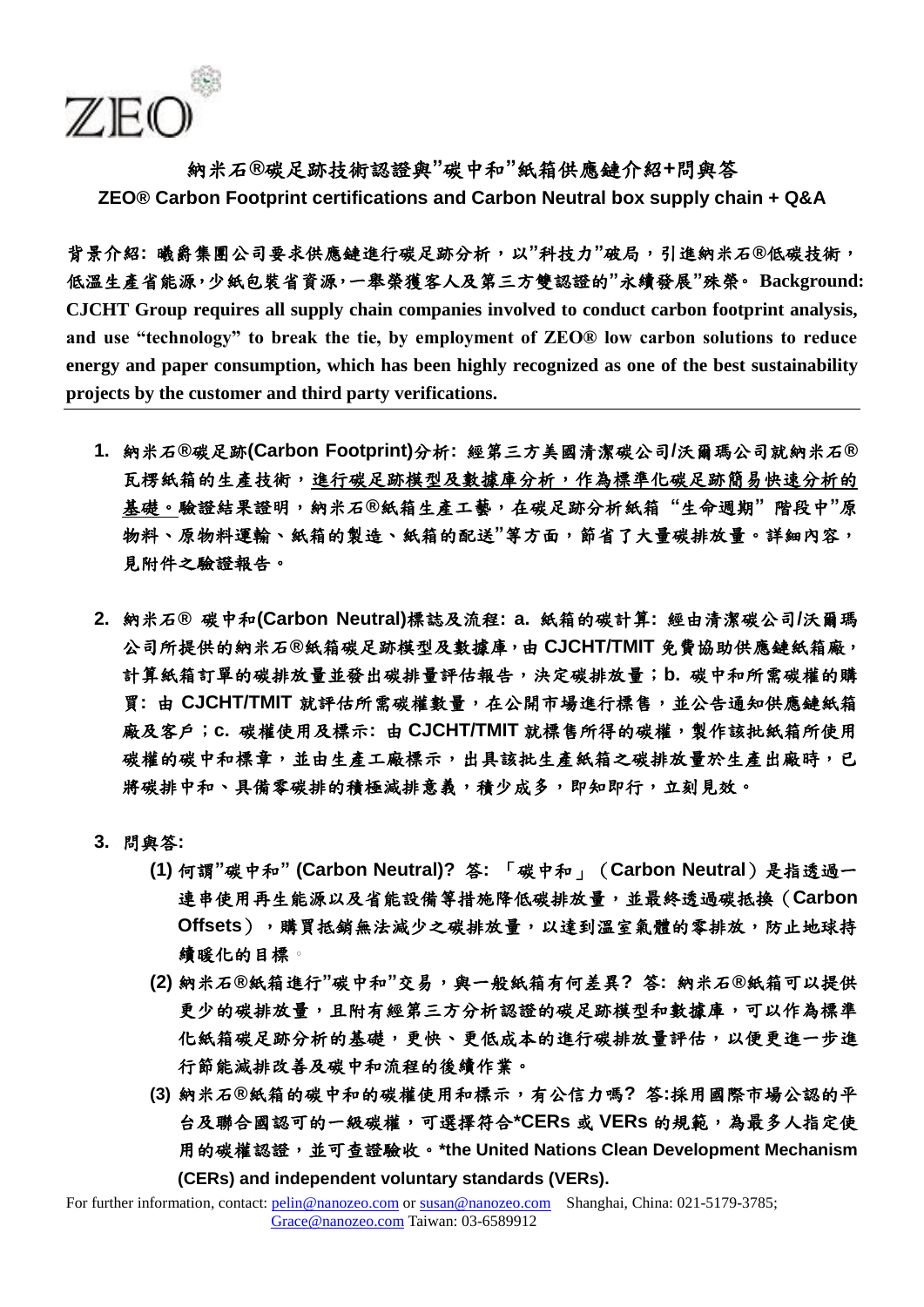ZEO

# 納米石®碳足跡技術認證與"碳中和"紙箱供應鏈介紹+問與答

**ZEO® Carbon Footprint certifications and Carbon Neutral box supply chain + Q&A**

**背景介紹: 曦爵集團公司要求供應鏈進行碳足跡分析，以"科技力"破局，引進納米石®低碳技術，低溫生產省能源，少紙包裝省資源，一舉榮獲客人及第三方雙認證的"永續發展"殊榮。 Background: CJCHT Group requires all supply chain companies involved to conduct carbon footprint analysis, and use "technology" to break the tie, by employment of ZEO® low carbon solutions to reduce energy and paper consumption, which has been highly recognized as one of the best sustainability projects by the customer and third party verifications.**

---

1. **納米石®碳足跡(Carbon Footprint)分析: 經第三方美國清潔碳公司/沃爾瑪公司就納米石®瓦楞紙箱的生產技術，<u>進行碳足跡模型及數據庫分析，作為標準化碳足跡簡易快速分析的基礎</u>。驗證結果證明，納米石®紙箱生產工藝，在碳足跡分析紙箱"生命週期"階段中"原物料、原物料運輸、紙箱的製造、紙箱的配送"等方面，節省了大量碳排放量。詳細內容，見附件之驗證報告。**

2. **納米石® 碳中和(Carbon Neutral)標誌及流程: a. 紙箱的碳計算: 經由清潔碳公司/沃爾瑪公司所提供的納米石®紙箱碳足跡模型及數據庫，由 CJCHT/TMIT 免費協助供應鏈紙箱廠，計算紙箱訂單的碳排放量並發出碳排量評估報告，決定碳排放量；b. 碳中和所需碳權的購買: 由 CJCHT/TMIT 就評估所需碳權數量，在公開市場進行標售，並公告通知供應鏈紙箱廠及客戶；c. 碳權使用及標示: 由 CJCHT/TMIT 就標售所得的碳權，製作該批紙箱所使用碳權的碳中和標章，並由生產工廠標示，出具該批生產紙箱之碳排放量於生產出廠時，已將碳排中和、具備零碳排的積極減排意義，積少成多，即知即行，立刻見效。**

3. **問與答:**
   - **(1) 何謂"碳中和" (Carbon Neutral)? 答: 「碳中和」(Carbon Neutral)是指透過一連串使用再生能源以及省能設備等措施降低碳排放量，並最終透過碳抵換(Carbon Offsets)，購買抵銷無法減少之碳排放量，以達到溫室氣體的零排放，防止地球持續暖化的目標。**
   - **(2) 納米石®紙箱進行"碳中和"交易，與一般紙箱有何差異? 答: 納米石®紙箱可以提供更少的碳排放量，且附有經第三方分析認證的碳足跡模型和數據庫，可以作為標準化紙箱碳足跡分析的基礎，更快、更低成本的進行碳排放量評估，以便更進一步進行節能減排改善及碳中和流程的後續作業。**
   - **(3) 納米石®紙箱的碳中和的碳權使用和標示，有公信力嗎? 答:採用國際市場公認的平台及聯合國認可的一級碳權，可選擇符合*CERs 或 VERs 的規範，為最多人指定使用的碳權認證，並可查證驗收。*the United Nations Clean Development Mechanism (CERs) and independent voluntary standards (VERs).**

For further information, contact: pelin@nanozeo.com or susan@nanozeo.com Shanghai, China: 021-5179-3785; Grace@nanozeo.com Taiwan: 03-6589912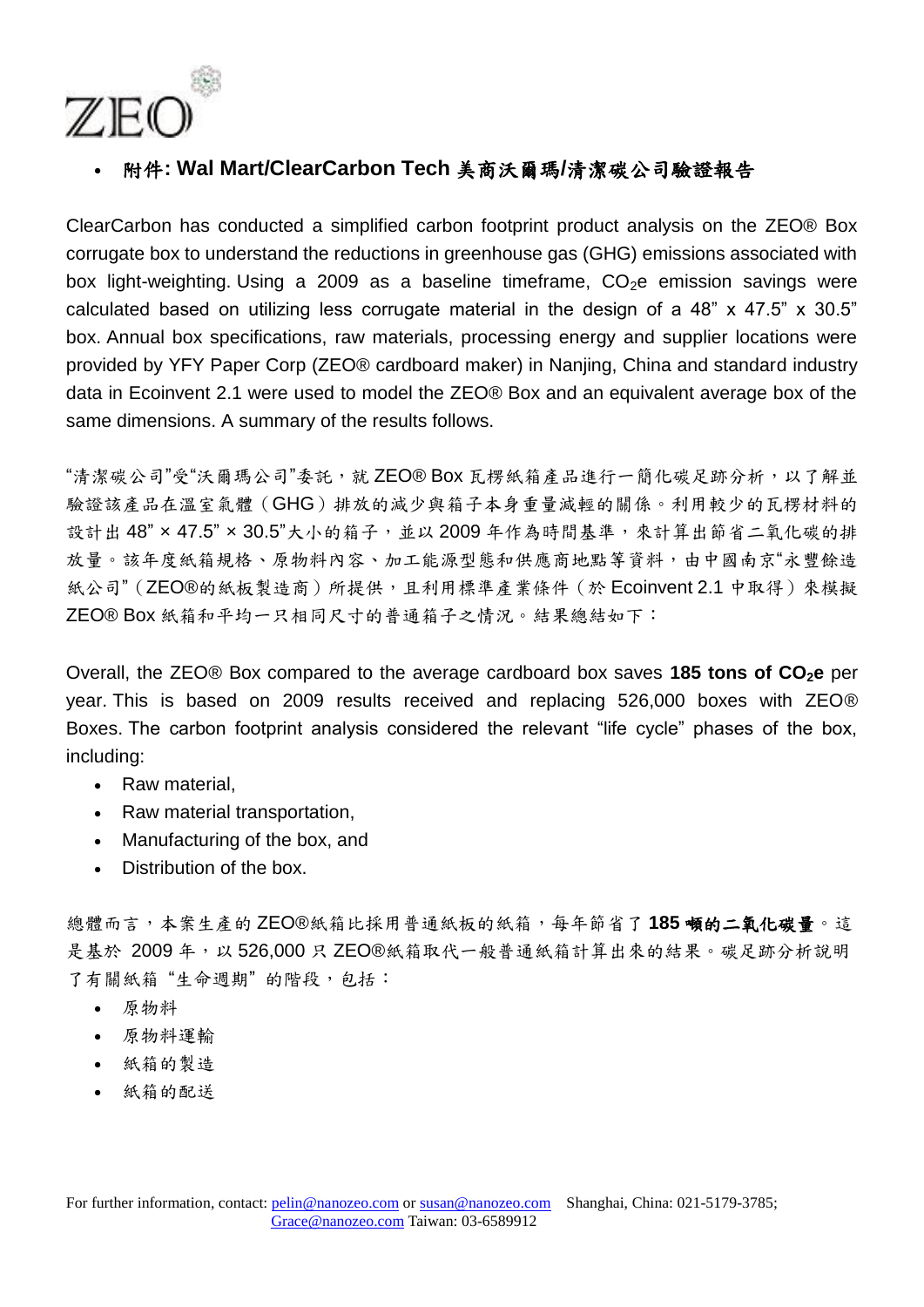- **附件: Wal Mart/ClearCarbon Tech 美商沃爾瑪/清潔碳公司驗證報告**

ClearCarbon has conducted a simplified carbon footprint product analysis on the ZEO® Box corrugate box to understand the reductions in greenhouse gas (GHG) emissions associated with box light-weighting. Using a 2009 as a baseline timeframe, $CO_2$e emission savings were calculated based on utilizing less corrugate material in the design of a 48" x 47.5" x 30.5" box. Annual box specifications, raw materials, processing energy and supplier locations were provided by YFY Paper Corp (ZEO® cardboard maker) in Nanjing, China and standard industry data in Ecoinvent 2.1 were used to model the ZEO® Box and an equivalent average box of the same dimensions. A summary of the results follows.

"清潔碳公司"受"沃爾瑪公司"委託，就 ZEO® Box 瓦楞紙箱產品進行一簡化碳足跡分析，以了解並驗證該產品在溫室氣體（GHG）排放的減少與箱子本身重量減輕的關係。利用較少的瓦楞材料的設計出 48" × 47.5" × 30.5"大小的箱子，並以 2009 年作為時間基準，來計算出節省二氧化碳的排放量。該年度紙箱規格、原物料內容、加工能源型態和供應商地點等資料，由中國南京"永豐餘造紙公司"（ZEO®的紙板製造商）所提供，且利用標準產業條件（於 Ecoinvent 2.1 中取得）來模擬 ZEO® Box 紙箱和平均一只相同尺寸的普通箱子之情況。結果總結如下：

Overall, the ZEO® Box compared to the average cardboard box saves **185 tons of $CO_2$e** per year. This is based on 2009 results received and replacing 526,000 boxes with ZEO® Boxes. The carbon footprint analysis considered the relevant "life cycle" phases of the box, including:

- Raw material,
- Raw material transportation,
- Manufacturing of the box, and
- Distribution of the box.

總體而言，本案生產的 ZEO®紙箱比採用普通紙板的紙箱，每年節省了 **185 噸的二氧化碳量**。這是基於 2009 年，以 526,000 只 ZEO®紙箱取代一般普通紙箱計算出來的結果。碳足跡分析說明了有關紙箱"生命週期"的階段，包括：

- 原物料
- 原物料運輸
- 紙箱的製造
- 紙箱的配送

For further information, contact: pelin@nanozeo.com or susan@nanozeo.com Shanghai, China: 021-5179-3785; Grace@nanozeo.com Taiwan: 03-6589912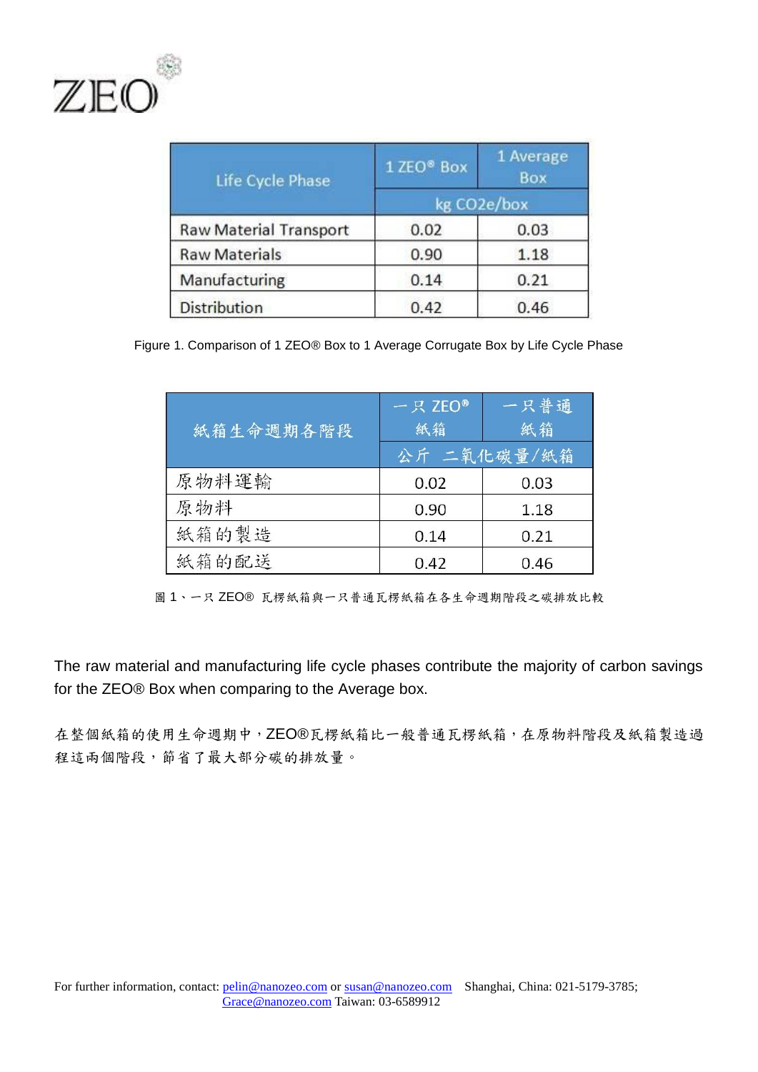ZEO

| Life Cycle Phase | 1 ZEO® Box | 1 Average Box |
|---|---|---|
| | kg $CO_2e$/box | |
| Raw Material Transport | 0.02 | 0.03 |
| Raw Materials | 0.90 | 1.18 |
| Manufacturing | 0.14 | 0.21 |
| Distribution | 0.42 | 0.46 |

Figure 1. Comparison of 1 ZEO® Box to 1 Average Corrugate Box by Life Cycle Phase

| 紙箱生命週期各階段 | 一只 ZEO® 紙箱 | 一只普通紙箱 |
|---|---|---|
| | 公斤 二氧化碳量/紙箱 | |
| 原物料運輸 | 0.02 | 0.03 |
| 原物料 | 0.90 | 1.18 |
| 紙箱的製造 | 0.14 | 0.21 |
| 紙箱的配送 | 0.42 | 0.46 |

圖 1、一只 ZEO® 瓦楞紙箱與一只普通瓦楞紙箱在各生命週期階段之碳排放比較

The raw material and manufacturing life cycle phases contribute the majority of carbon savings for the ZEO® Box when comparing to the Average box.

在整個紙箱的使用生命週期中，ZEO®瓦楞紙箱比一般普通瓦楞紙箱，在原物料階段及紙箱製造過程這兩個階段，節省了最大部分碳的排放量。

For further information, contact: pelin@nanozeo.com or susan@nanozeo.com Shanghai, China: 021-5179-3785; Grace@nanozeo.com Taiwan: 03-6589912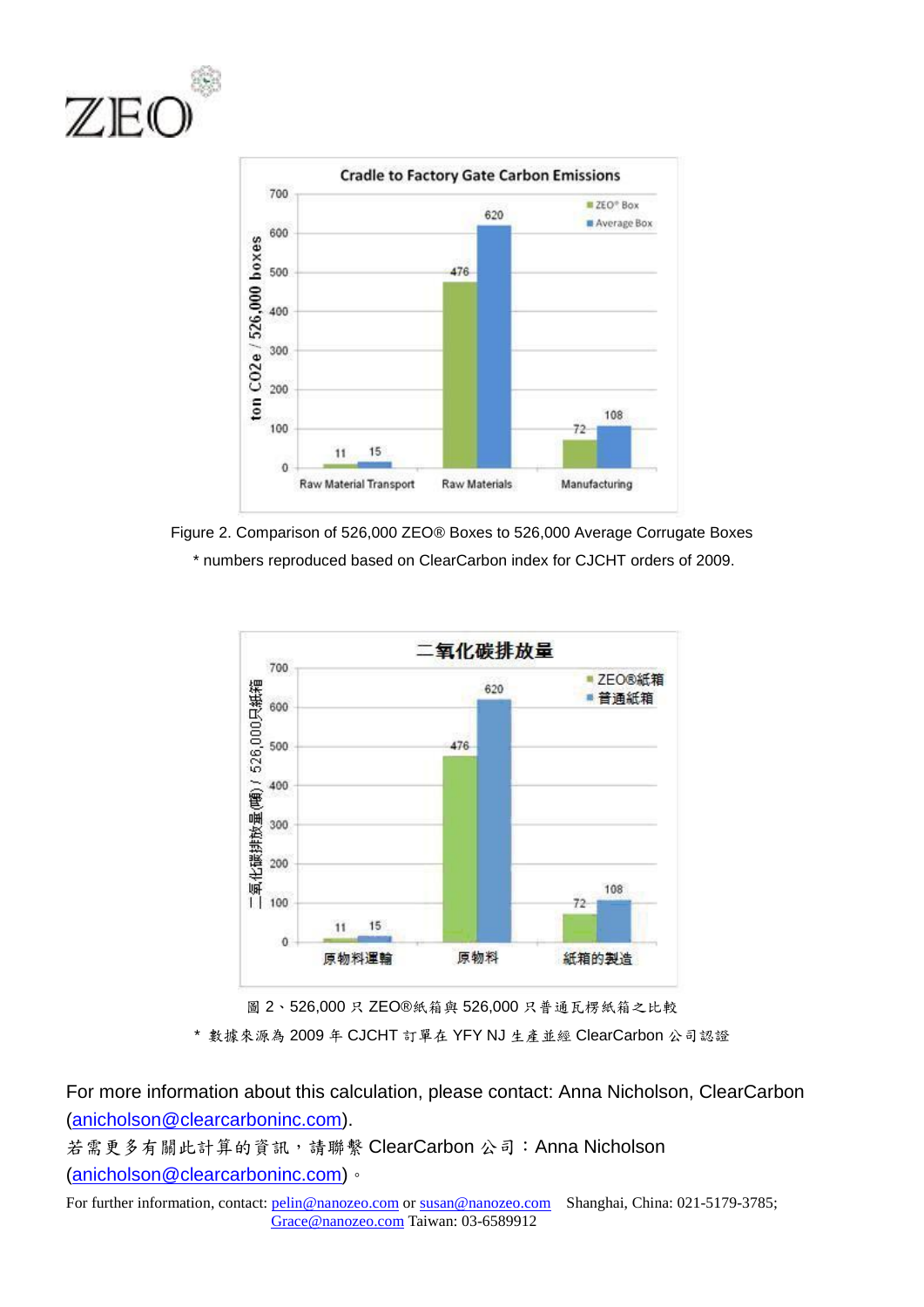Figure 2. Comparison of 526,000 ZEO® Boxes to 526,000 Average Corrugate Boxes

* numbers reproduced based on ClearCarbon index for CJCHT orders of 2009.

圖 2、526,000 只 ZEO®紙箱與 526,000 只普通瓦楞紙箱之比較

* 數據來源為 2009 年 CJCHT 訂單在 YFY NJ 生產並經 ClearCarbon 公司認證

For more information about this calculation, please contact: Anna Nicholson, ClearCarbon (anicholson@clearcarboninc.com).

若需更多有關此計算的資訊，請聯繫 ClearCarbon 公司：Anna Nicholson (anicholson@clearcarboninc.com)。

For further information, contact: pelin@nanozeo.com or susan@nanozeo.com Shanghai, China: 021-5179-3785; Grace@nanozeo.com Taiwan: 03-6589912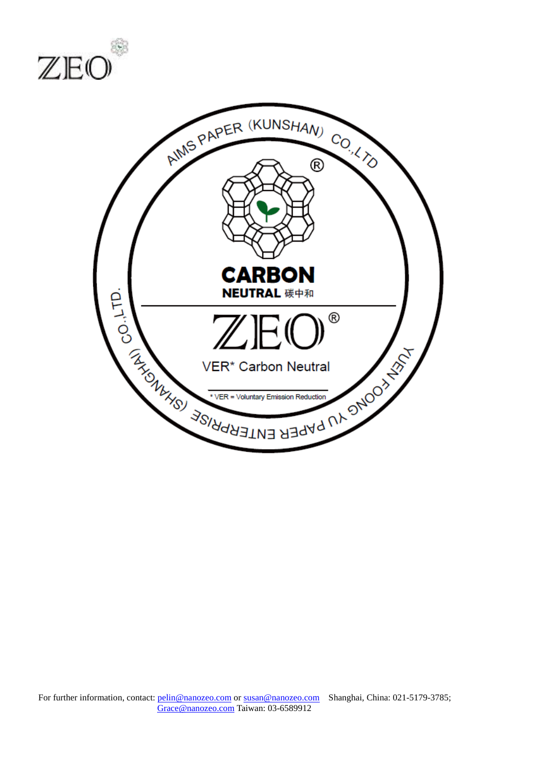ZEO

AIMS PAPER (KUNSHAN) CO.,LTD

®

**CARBON**

**NEUTRAL** 碳中和

ZEO®

VER* Carbon Neutral

* VER = Voluntary Emission Reduction

YUEN FOONG YU PAPER ENTERPRISE (SHANGHAI) CO.,LTD.

For further information, contact: pelin@nanozeo.com or susan@nanozeo.com Shanghai, China: 021-5179-3785; Grace@nanozeo.com Taiwan: 03-6589912